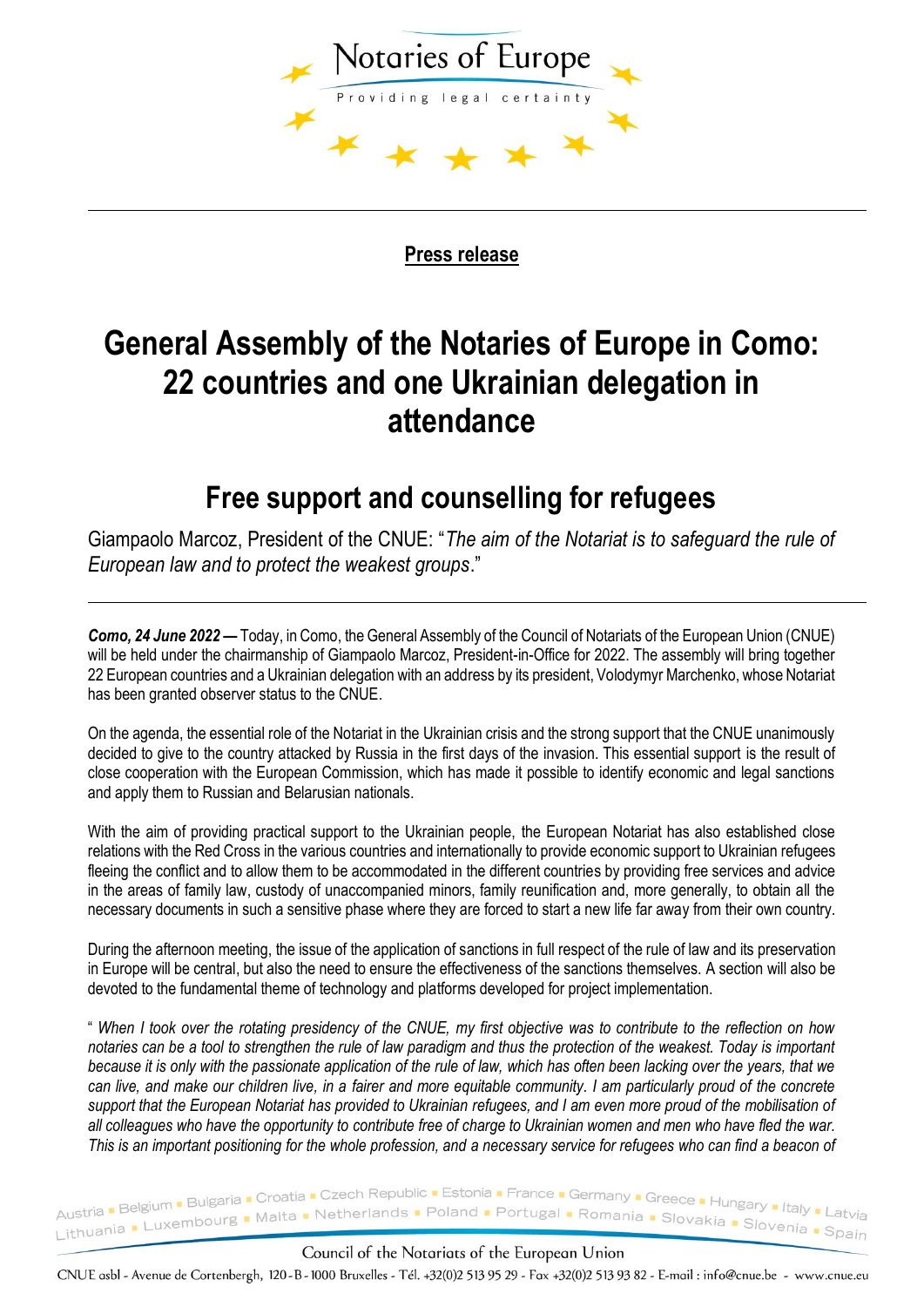**Press release**

# General Assembly of the Notaries of Europe in Como: 22 countries and one Ukrainian delegation in attendance

## Free support and counselling for refugees

Giampaolo Marcoz, President of the CNUE: "*The aim of the Notariat is to safeguard the rule of European law and to protect the weakest groups*."

***Como, 24 June 2022 —*** Today, in Como, the General Assembly of the Council of Notariats of the European Union (CNUE) will be held under the chairmanship of Giampaolo Marcoz, President-in-Office for 2022. The assembly will bring together 22 European countries and a Ukrainian delegation with an address by its president, Volodymyr Marchenko, whose Notariat has been granted observer status to the CNUE.

On the agenda, the essential role of the Notariat in the Ukrainian crisis and the strong support that the CNUE unanimously decided to give to the country attacked by Russia in the first days of the invasion. This essential support is the result of close cooperation with the European Commission, which has made it possible to identify economic and legal sanctions and apply them to Russian and Belarusian nationals.

With the aim of providing practical support to the Ukrainian people, the European Notariat has also established close relations with the Red Cross in the various countries and internationally to provide economic support to Ukrainian refugees fleeing the conflict and to allow them to be accommodated in the different countries by providing free services and advice in the areas of family law, custody of unaccompanied minors, family reunification and, more generally, to obtain all the necessary documents in such a sensitive phase where they are forced to start a new life far away from their own country.

During the afternoon meeting, the issue of the application of sanctions in full respect of the rule of law and its preservation in Europe will be central, but also the need to ensure the effectiveness of the sanctions themselves. A section will also be devoted to the fundamental theme of technology and platforms developed for project implementation.

"*When I took over the rotating presidency of the CNUE, my first objective was to contribute to the reflection on how notaries can be a tool to strengthen the rule of law paradigm and thus the protection of the weakest. Today is important because it is only with the passionate application of the rule of law, which has often been lacking over the years, that we can live, and make our children live, in a fairer and more equitable community. I am particularly proud of the concrete support that the European Notariat has provided to Ukrainian refugees, and I am even more proud of the mobilisation of all colleagues who have the opportunity to contribute free of charge to Ukrainian women and men who have fled the war. This is an important positioning for the whole profession, and a necessary service for refugees who can find a beacon of*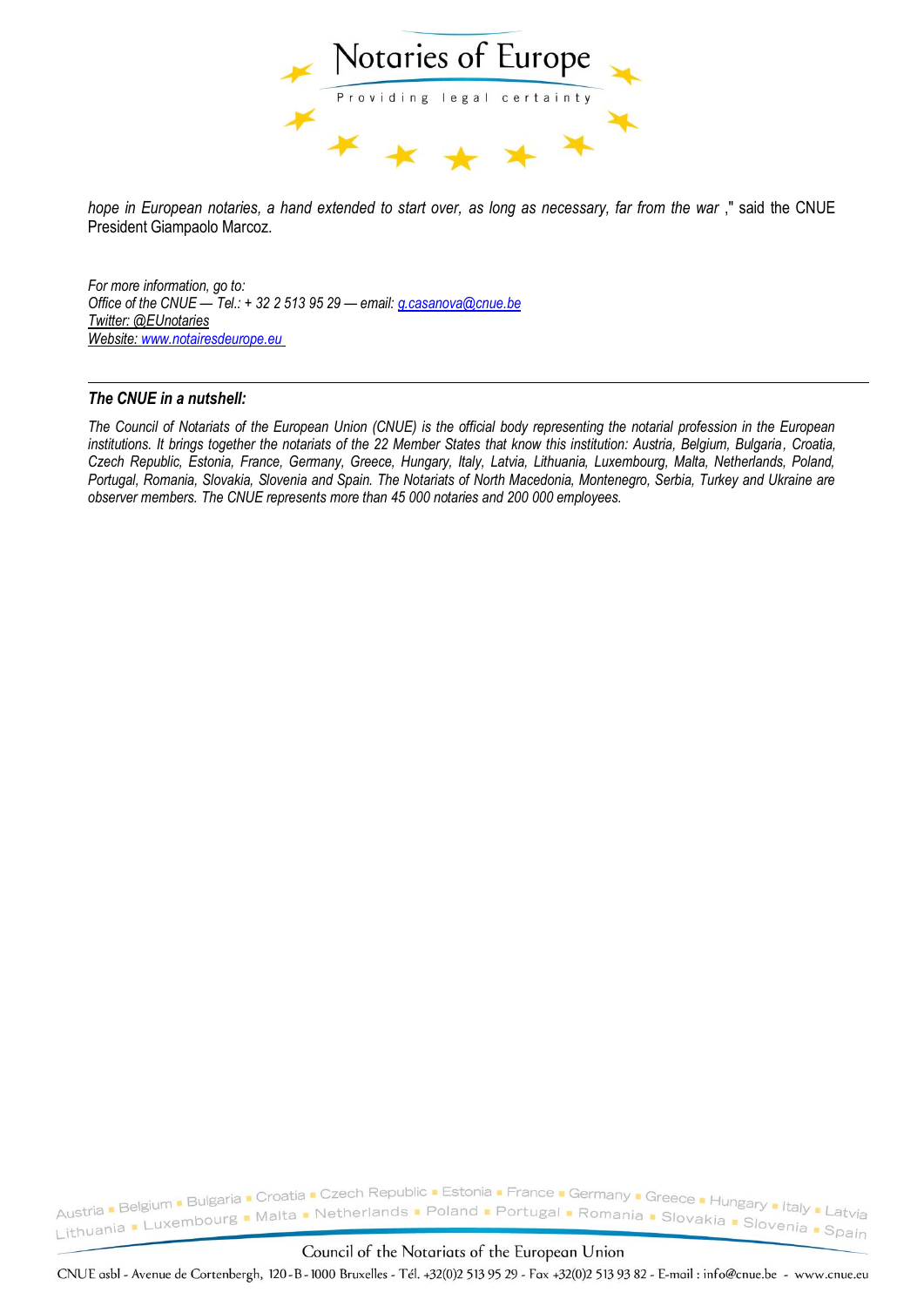*hope in European notaries, a hand extended to start over, as long as necessary, far from the war* ," said the CNUE President Giampaolo Marcoz.

*For more information, go to:*
*Office of the CNUE — Tel.: + 32 2 513 95 29 — email: g.casanova@cnue.be*
*Twitter: @EUnotaries*
*Website: www.notairesdeurope.eu*

---

***The CNUE in a nutshell:***

*The Council of Notariats of the European Union (CNUE) is the official body representing the notarial profession in the European institutions. It brings together the notariats of the 22 Member States that know this institution: Austria, Belgium, Bulgaria, Croatia, Czech Republic, Estonia, France, Germany, Greece, Hungary, Italy, Latvia, Lithuania, Luxembourg, Malta, Netherlands, Poland, Portugal, Romania, Slovakia, Slovenia and Spain. The Notariats of North Macedonia, Montenegro, Serbia, Turkey and Ukraine are observer members. The CNUE represents more than 45 000 notaries and 200 000 employees.*